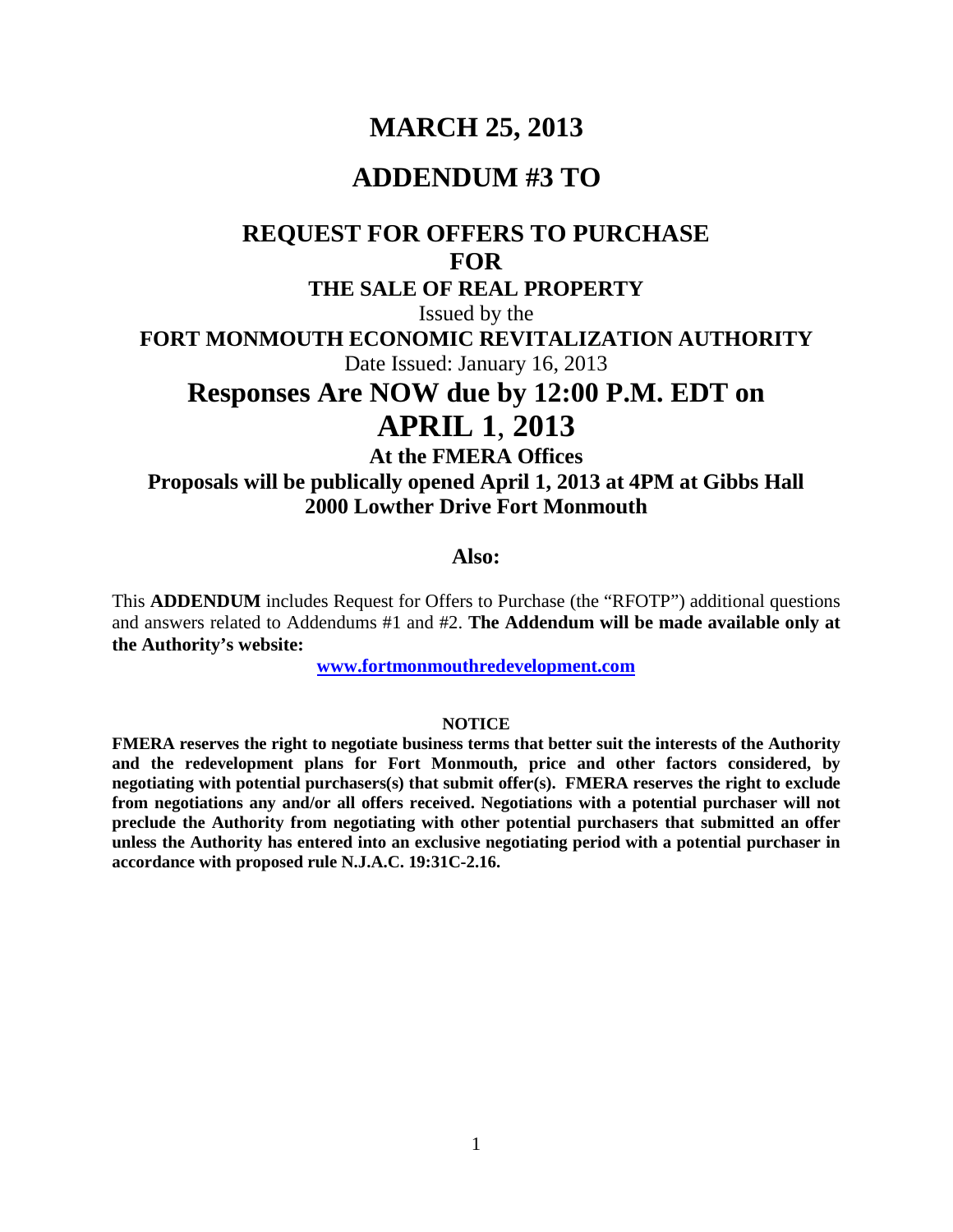# MARCH 25, 2013

# ADDENDUM #3 TO

## REQUEST FOR OFFERS TO PURCHASE FOR

### THE SALE OF REAL PROPERTY

Issued by the

**FORT MONMOUTH ECONOMIC REVITALIZATION AUTHORITY**

Date Issued: January 16, 2013

## Responses Are NOW due by 12:00 P.M. EDT on APRIL 1, 2013

**At the FMERA Offices**

**Proposals will be publically opened April 1, 2013 at 4PM at Gibbs Hall 2000 Lowther Drive Fort Monmouth**

**Also:**

This **ADDENDUM** includes Request for Offers to Purchase (the "RFOTP") additional questions and answers related to Addendums #1 and #2. **The Addendum will be made available only at the Authority's website:**

**[www.fortmonmouthredevelopment.com](http://www.fortmonmouthredevelopment.com)**

**NOTICE**

**FMERA reserves the right to negotiate business terms that better suit the interests of the Authority and the redevelopment plans for Fort Monmouth, price and other factors considered, by negotiating with potential purchasers(s) that submit offer(s). FMERA reserves the right to exclude from negotiations any and/or all offers received. Negotiations with a potential purchaser will not preclude the Authority from negotiating with other potential purchasers that submitted an offer unless the Authority has entered into an exclusive negotiating period with a potential purchaser in accordance with proposed rule N.J.A.C. 19:31C-2.16.**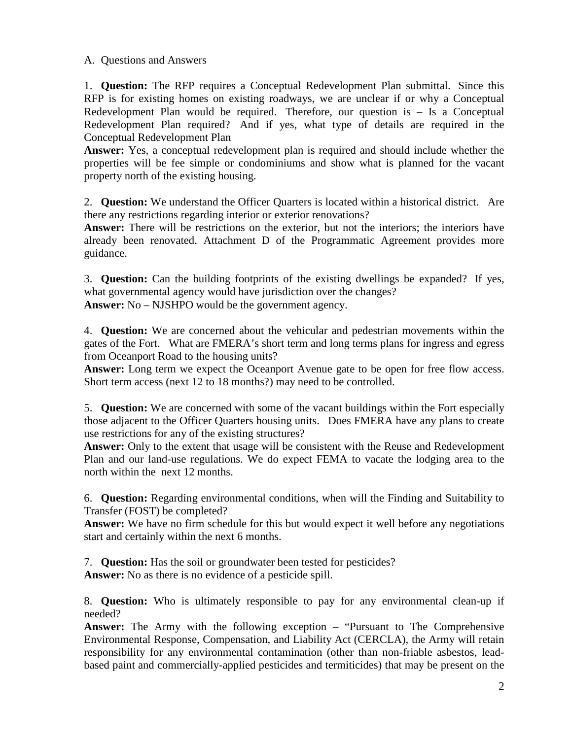A. Questions and Answers

1. **Question:** The RFP requires a Conceptual Redevelopment Plan submittal. Since this RFP is for existing homes on existing roadways, we are unclear if or why a Conceptual Redevelopment Plan would be required. Therefore, our question is – Is a Conceptual Redevelopment Plan required? And if yes, what type of details are required in the Conceptual Redevelopment Plan
**Answer:** Yes, a conceptual redevelopment plan is required and should include whether the properties will be fee simple or condominiums and show what is planned for the vacant property north of the existing housing.

2. **Question:** We understand the Officer Quarters is located within a historical district. Are there any restrictions regarding interior or exterior renovations?
**Answer:** There will be restrictions on the exterior, but not the interiors; the interiors have already been renovated. Attachment D of the Programmatic Agreement provides more guidance.

3. **Question:** Can the building footprints of the existing dwellings be expanded? If yes, what governmental agency would have jurisdiction over the changes?
**Answer:** No – NJSHPO would be the government agency.

4. **Question:** We are concerned about the vehicular and pedestrian movements within the gates of the Fort. What are FMERA's short term and long terms plans for ingress and egress from Oceanport Road to the housing units?
**Answer:** Long term we expect the Oceanport Avenue gate to be open for free flow access. Short term access (next 12 to 18 months?) may need to be controlled.

5. **Question:** We are concerned with some of the vacant buildings within the Fort especially those adjacent to the Officer Quarters housing units. Does FMERA have any plans to create use restrictions for any of the existing structures?
**Answer:** Only to the extent that usage will be consistent with the Reuse and Redevelopment Plan and our land-use regulations. We do expect FEMA to vacate the lodging area to the north within the next 12 months.

6. **Question:** Regarding environmental conditions, when will the Finding and Suitability to Transfer (FOST) be completed?
**Answer:** We have no firm schedule for this but would expect it well before any negotiations start and certainly within the next 6 months.

7. **Question:** Has the soil or groundwater been tested for pesticides?
**Answer:** No as there is no evidence of a pesticide spill.

8. **Question:** Who is ultimately responsible to pay for any environmental clean-up if needed?
**Answer:** The Army with the following exception – "Pursuant to The Comprehensive Environmental Response, Compensation, and Liability Act (CERCLA), the Army will retain responsibility for any environmental contamination (other than non-friable asbestos, lead-based paint and commercially-applied pesticides and termiticides) that may be present on the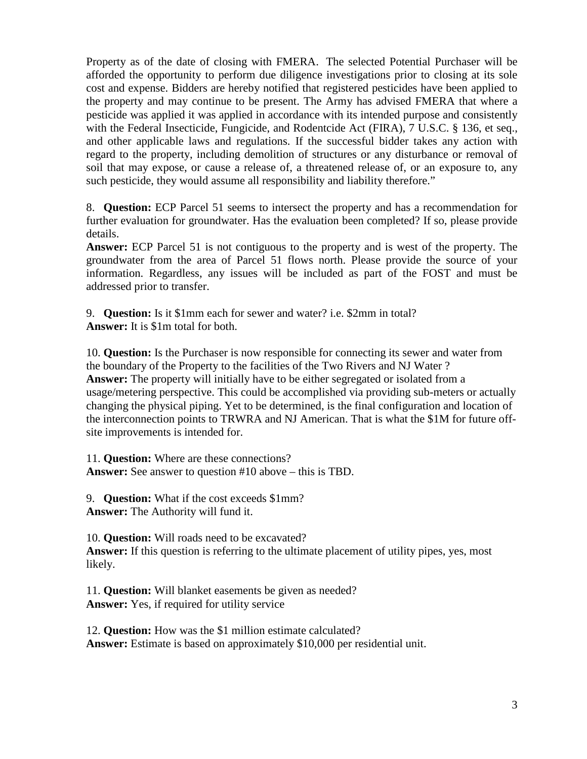Property as of the date of closing with FMERA. The selected Potential Purchaser will be afforded the opportunity to perform due diligence investigations prior to closing at its sole cost and expense. Bidders are hereby notified that registered pesticides have been applied to the property and may continue to be present. The Army has advised FMERA that where a pesticide was applied it was applied in accordance with its intended purpose and consistently with the Federal Insecticide, Fungicide, and Rodentcide Act (FIRA), 7 U.S.C. § 136, et seq., and other applicable laws and regulations. If the successful bidder takes any action with regard to the property, including demolition of structures or any disturbance or removal of soil that may expose, or cause a release of, a threatened release of, or an exposure to, any such pesticide, they would assume all responsibility and liability therefore."

8. **Question:** ECP Parcel 51 seems to intersect the property and has a recommendation for further evaluation for groundwater. Has the evaluation been completed? If so, please provide details.
**Answer:** ECP Parcel 51 is not contiguous to the property and is west of the property. The groundwater from the area of Parcel 51 flows north. Please provide the source of your information. Regardless, any issues will be included as part of the FOST and must be addressed prior to transfer.

9. **Question:** Is it $1mm each for sewer and water? i.e. $2mm in total?
**Answer:** It is $1m total for both.

10. **Question:** Is the Purchaser is now responsible for connecting its sewer and water from the boundary of the Property to the facilities of the Two Rivers and NJ Water ?
**Answer:** The property will initially have to be either segregated or isolated from a usage/metering perspective. This could be accomplished via providing sub-meters or actually changing the physical piping. Yet to be determined, is the final configuration and location of the interconnection points to TRWRA and NJ American. That is what the $1M for future off-site improvements is intended for.

11. **Question:** Where are these connections?
**Answer:** See answer to question #10 above – this is TBD.

9. **Question:** What if the cost exceeds $1mm?
**Answer:** The Authority will fund it.

10. **Question:** Will roads need to be excavated?
**Answer:** If this question is referring to the ultimate placement of utility pipes, yes, most likely.

11. **Question:** Will blanket easements be given as needed?
**Answer:** Yes, if required for utility service

12. **Question:** How was the $1 million estimate calculated?
**Answer:** Estimate is based on approximately $10,000 per residential unit.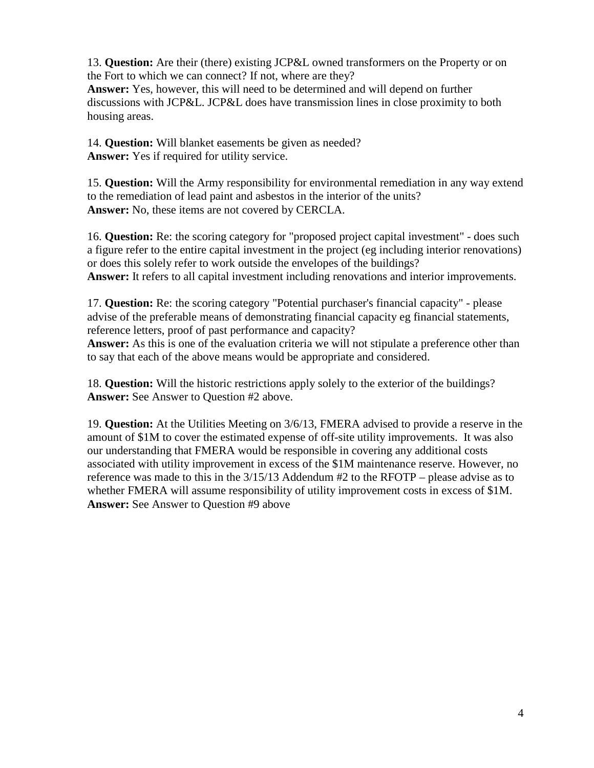13. **Question:** Are their (there) existing JCP&L owned transformers on the Property or on the Fort to which we can connect? If not, where are they?
**Answer:** Yes, however, this will need to be determined and will depend on further discussions with JCP&L. JCP&L does have transmission lines in close proximity to both housing areas.

14. **Question:** Will blanket easements be given as needed?
**Answer:** Yes if required for utility service.

15. **Question:** Will the Army responsibility for environmental remediation in any way extend to the remediation of lead paint and asbestos in the interior of the units?
**Answer:** No, these items are not covered by CERCLA.

16. **Question:** Re: the scoring category for "proposed project capital investment" - does such a figure refer to the entire capital investment in the project (eg including interior renovations) or does this solely refer to work outside the envelopes of the buildings?
**Answer:** It refers to all capital investment including renovations and interior improvements.

17. **Question:** Re: the scoring category "Potential purchaser's financial capacity" - please advise of the preferable means of demonstrating financial capacity eg financial statements, reference letters, proof of past performance and capacity?
**Answer:** As this is one of the evaluation criteria we will not stipulate a preference other than to say that each of the above means would be appropriate and considered.

18. **Question:** Will the historic restrictions apply solely to the exterior of the buildings?
**Answer:** See Answer to Question #2 above.

19. **Question:** At the Utilities Meeting on 3/6/13, FMERA advised to provide a reserve in the amount of $1M to cover the estimated expense of off-site utility improvements. It was also our understanding that FMERA would be responsible in covering any additional costs associated with utility improvement in excess of the $1M maintenance reserve. However, no reference was made to this in the 3/15/13 Addendum #2 to the RFOTP – please advise as to whether FMERA will assume responsibility of utility improvement costs in excess of $1M.
**Answer:** See Answer to Question #9 above